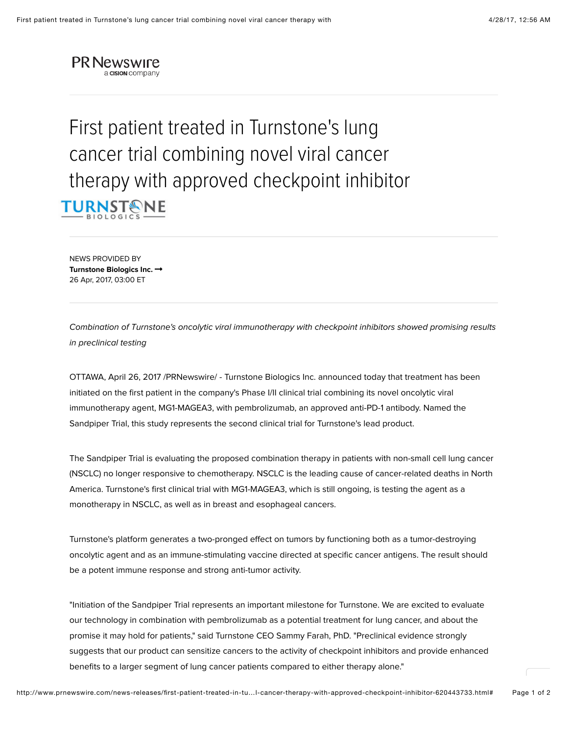PR Newswire
a CISION company

# First patient treated in Turnstone's lung cancer trial combining novel viral cancer therapy with approved checkpoint inhibitor

TURNSTONE BIOLOGICS

NEWS PROVIDED BY
**Turnstone Biologics Inc.** →
26 Apr, 2017, 03:00 ET

*Combination of Turnstone's oncolytic viral immunotherapy with checkpoint inhibitors showed promising results in preclinical testing*

OTTAWA, April 26, 2017 /PRNewswire/ - Turnstone Biologics Inc. announced today that treatment has been initiated on the first patient in the company's Phase I/II clinical trial combining its novel oncolytic viral immunotherapy agent, MG1-MAGEA3, with pembrolizumab, an approved anti-PD-1 antibody. Named the Sandpiper Trial, this study represents the second clinical trial for Turnstone's lead product.

The Sandpiper Trial is evaluating the proposed combination therapy in patients with non-small cell lung cancer (NSCLC) no longer responsive to chemotherapy. NSCLC is the leading cause of cancer-related deaths in North America. Turnstone's first clinical trial with MG1-MAGEA3, which is still ongoing, is testing the agent as a monotherapy in NSCLC, as well as in breast and esophageal cancers.

Turnstone's platform generates a two-pronged effect on tumors by functioning both as a tumor-destroying oncolytic agent and as an immune-stimulating vaccine directed at specific cancer antigens. The result should be a potent immune response and strong anti-tumor activity.

"Initiation of the Sandpiper Trial represents an important milestone for Turnstone. We are excited to evaluate our technology in combination with pembrolizumab as a potential treatment for lung cancer, and about the promise it may hold for patients," said Turnstone CEO Sammy Farah, PhD. "Preclinical evidence strongly suggests that our product can sensitize cancers to the activity of checkpoint inhibitors and provide enhanced benefits to a larger segment of lung cancer patients compared to either therapy alone."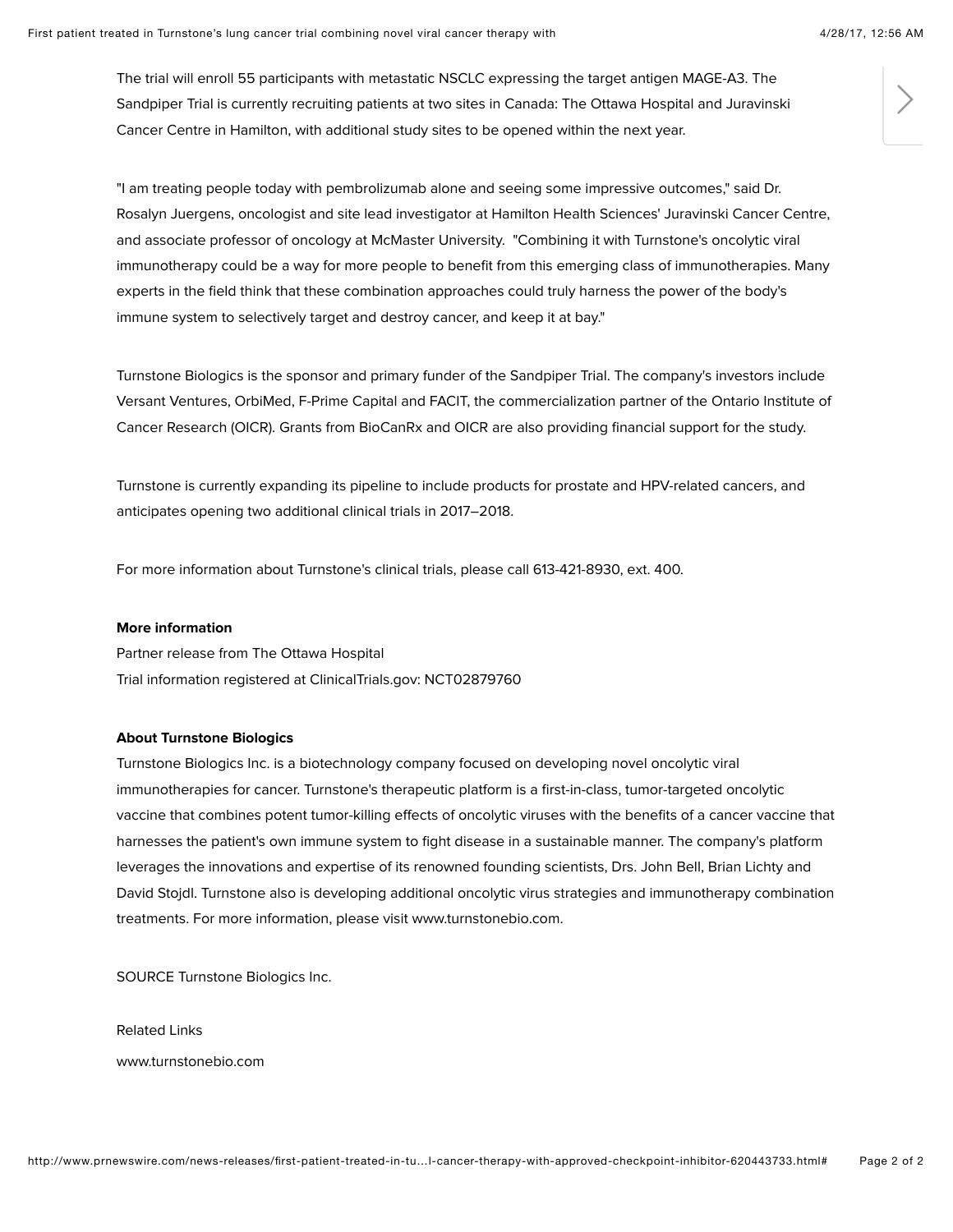The trial will enroll 55 participants with metastatic NSCLC expressing the target antigen MAGE-A3. The Sandpiper Trial is currently recruiting patients at two sites in Canada: The Ottawa Hospital and Juravinski Cancer Centre in Hamilton, with additional study sites to be opened within the next year.

"I am treating people today with pembrolizumab alone and seeing some impressive outcomes," said Dr. Rosalyn Juergens, oncologist and site lead investigator at Hamilton Health Sciences' Juravinski Cancer Centre, and associate professor of oncology at McMaster University. "Combining it with Turnstone's oncolytic viral immunotherapy could be a way for more people to benefit from this emerging class of immunotherapies. Many experts in the field think that these combination approaches could truly harness the power of the body's immune system to selectively target and destroy cancer, and keep it at bay."

Turnstone Biologics is the sponsor and primary funder of the Sandpiper Trial. The company's investors include Versant Ventures, OrbiMed, F-Prime Capital and FACIT, the commercialization partner of the Ontario Institute of Cancer Research (OICR). Grants from BioCanRx and OICR are also providing financial support for the study.

Turnstone is currently expanding its pipeline to include products for prostate and HPV-related cancers, and anticipates opening two additional clinical trials in 2017–2018.

For more information about Turnstone's clinical trials, please call 613-421-8930, ext. 400.

**More information**

Partner release from The Ottawa Hospital

Trial information registered at ClinicalTrials.gov: NCT02879760

**About Turnstone Biologics**

Turnstone Biologics Inc. is a biotechnology company focused on developing novel oncolytic viral immunotherapies for cancer. Turnstone's therapeutic platform is a first-in-class, tumor-targeted oncolytic vaccine that combines potent tumor-killing effects of oncolytic viruses with the benefits of a cancer vaccine that harnesses the patient's own immune system to fight disease in a sustainable manner. The company's platform leverages the innovations and expertise of its renowned founding scientists, Drs. John Bell, Brian Lichty and David Stojdl. Turnstone also is developing additional oncolytic virus strategies and immunotherapy combination treatments. For more information, please visit www.turnstonebio.com.

SOURCE Turnstone Biologics Inc.

Related Links

www.turnstonebio.com